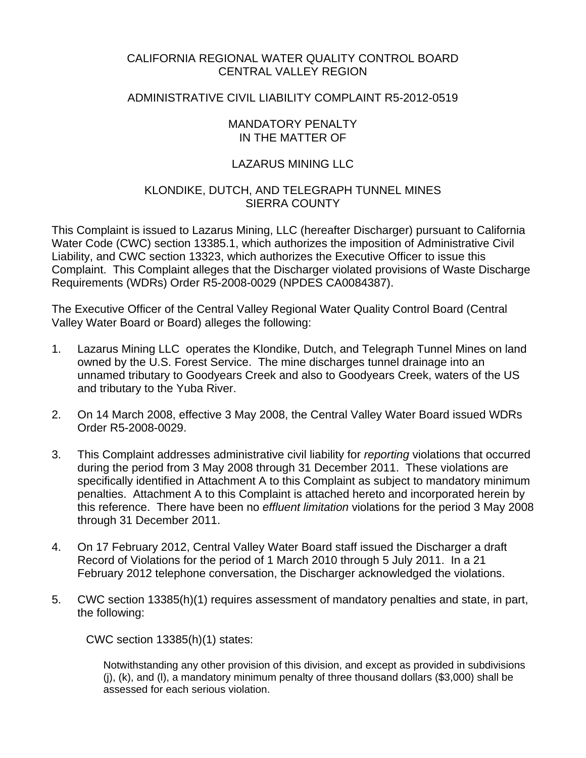CALIFORNIA REGIONAL WATER QUALITY CONTROL BOARD
CENTRAL VALLEY REGION

ADMINISTRATIVE CIVIL LIABILITY COMPLAINT R5-2012-0519

MANDATORY PENALTY
IN THE MATTER OF

LAZARUS MINING LLC

KLONDIKE, DUTCH, AND TELEGRAPH TUNNEL MINES
SIERRA COUNTY

This Complaint is issued to Lazarus Mining, LLC (hereafter Discharger) pursuant to California Water Code (CWC) section 13385.1, which authorizes the imposition of Administrative Civil Liability, and CWC section 13323, which authorizes the Executive Officer to issue this Complaint. This Complaint alleges that the Discharger violated provisions of Waste Discharge Requirements (WDRs) Order R5-2008-0029 (NPDES CA0084387).

The Executive Officer of the Central Valley Regional Water Quality Control Board (Central Valley Water Board or Board) alleges the following:

1. Lazarus Mining LLC operates the Klondike, Dutch, and Telegraph Tunnel Mines on land owned by the U.S. Forest Service. The mine discharges tunnel drainage into an unnamed tributary to Goodyears Creek and also to Goodyears Creek, waters of the US and tributary to the Yuba River.

2. On 14 March 2008, effective 3 May 2008, the Central Valley Water Board issued WDRs Order R5-2008-0029.

3. This Complaint addresses administrative civil liability for *reporting* violations that occurred during the period from 3 May 2008 through 31 December 2011. These violations are specifically identified in Attachment A to this Complaint as subject to mandatory minimum penalties. Attachment A to this Complaint is attached hereto and incorporated herein by this reference. There have been no *effluent limitation* violations for the period 3 May 2008 through 31 December 2011.

4. On 17 February 2012, Central Valley Water Board staff issued the Discharger a draft Record of Violations for the period of 1 March 2010 through 5 July 2011. In a 21 February 2012 telephone conversation, the Discharger acknowledged the violations.

5. CWC section 13385(h)(1) requires assessment of mandatory penalties and state, in part, the following:

   CWC section 13385(h)(1) states:

   > Notwithstanding any other provision of this division, and except as provided in subdivisions (j), (k), and (l), a mandatory minimum penalty of three thousand dollars ($3,000) shall be assessed for each serious violation.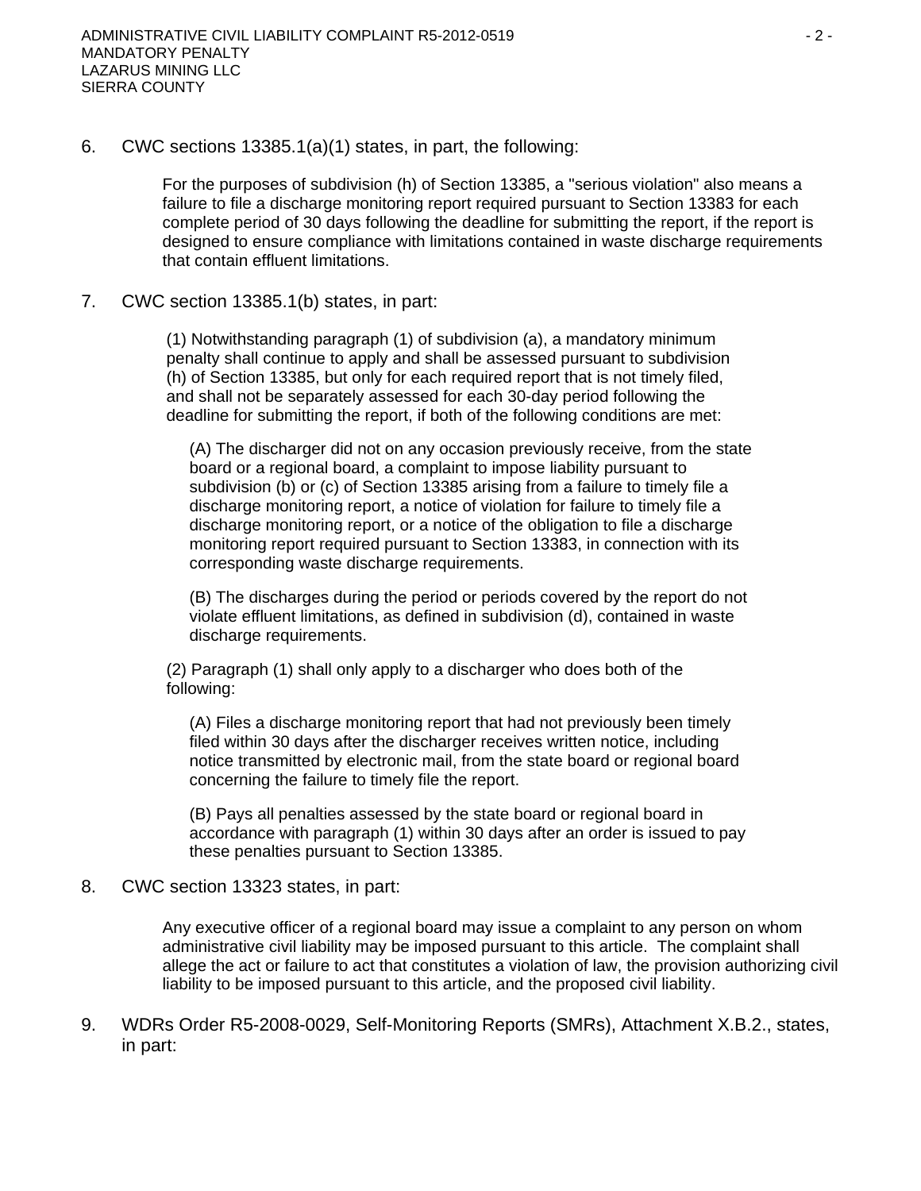6. CWC sections 13385.1(a)(1) states, in part, the following:

   > For the purposes of subdivision (h) of Section 13385, a "serious violation" also means a failure to file a discharge monitoring report required pursuant to Section 13383 for each complete period of 30 days following the deadline for submitting the report, if the report is designed to ensure compliance with limitations contained in waste discharge requirements that contain effluent limitations.

7. CWC section 13385.1(b) states, in part:

   > (1) Notwithstanding paragraph (1) of subdivision (a), a mandatory minimum penalty shall continue to apply and shall be assessed pursuant to subdivision (h) of Section 13385, but only for each required report that is not timely filed, and shall not be separately assessed for each 30-day period following the deadline for submitting the report, if both of the following conditions are met:
   >
   > (A) The discharger did not on any occasion previously receive, from the state board or a regional board, a complaint to impose liability pursuant to subdivision (b) or (c) of Section 13385 arising from a failure to timely file a discharge monitoring report, a notice of violation for failure to timely file a discharge monitoring report, or a notice of the obligation to file a discharge monitoring report required pursuant to Section 13383, in connection with its corresponding waste discharge requirements.
   >
   > (B) The discharges during the period or periods covered by the report do not violate effluent limitations, as defined in subdivision (d), contained in waste discharge requirements.
   >
   > (2) Paragraph (1) shall only apply to a discharger who does both of the following:
   >
   > (A) Files a discharge monitoring report that had not previously been timely filed within 30 days after the discharger receives written notice, including notice transmitted by electronic mail, from the state board or regional board concerning the failure to timely file the report.
   >
   > (B) Pays all penalties assessed by the state board or regional board in accordance with paragraph (1) within 30 days after an order is issued to pay these penalties pursuant to Section 13385.

8. CWC section 13323 states, in part:

   > Any executive officer of a regional board may issue a complaint to any person on whom administrative civil liability may be imposed pursuant to this article. The complaint shall allege the act or failure to act that constitutes a violation of law, the provision authorizing civil liability to be imposed pursuant to this article, and the proposed civil liability.

9. WDRs Order R5-2008-0029, Self-Monitoring Reports (SMRs), Attachment X.B.2., states, in part: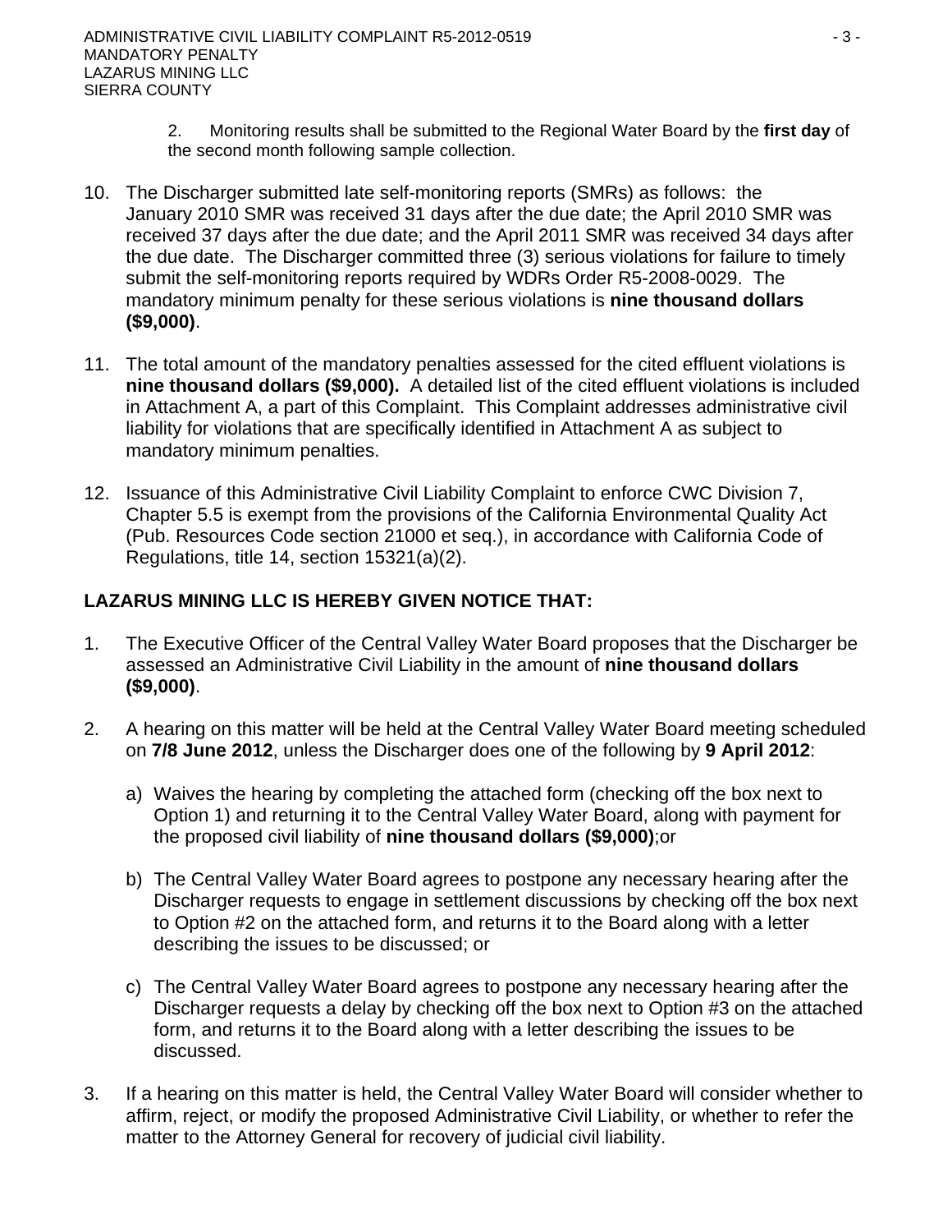2. Monitoring results shall be submitted to the Regional Water Board by the **first day** of the second month following sample collection.

10. The Discharger submitted late self-monitoring reports (SMRs) as follows: the January 2010 SMR was received 31 days after the due date; the April 2010 SMR was received 37 days after the due date; and the April 2011 SMR was received 34 days after the due date. The Discharger committed three (3) serious violations for failure to timely submit the self-monitoring reports required by WDRs Order R5-2008-0029. The mandatory minimum penalty for these serious violations is **nine thousand dollars ($9,000)**.

11. The total amount of the mandatory penalties assessed for the cited effluent violations is **nine thousand dollars ($9,000).** A detailed list of the cited effluent violations is included in Attachment A, a part of this Complaint. This Complaint addresses administrative civil liability for violations that are specifically identified in Attachment A as subject to mandatory minimum penalties.

12. Issuance of this Administrative Civil Liability Complaint to enforce CWC Division 7, Chapter 5.5 is exempt from the provisions of the California Environmental Quality Act (Pub. Resources Code section 21000 et seq.), in accordance with California Code of Regulations, title 14, section 15321(a)(2).

**LAZARUS MINING LLC IS HEREBY GIVEN NOTICE THAT:**

1. The Executive Officer of the Central Valley Water Board proposes that the Discharger be assessed an Administrative Civil Liability in the amount of **nine thousand dollars ($9,000)**.

2. A hearing on this matter will be held at the Central Valley Water Board meeting scheduled on **7/8 June 2012**, unless the Discharger does one of the following by **9 April 2012**:

   a) Waives the hearing by completing the attached form (checking off the box next to Option 1) and returning it to the Central Valley Water Board, along with payment for the proposed civil liability of **nine thousand dollars ($9,000)**;or

   b) The Central Valley Water Board agrees to postpone any necessary hearing after the Discharger requests to engage in settlement discussions by checking off the box next to Option #2 on the attached form, and returns it to the Board along with a letter describing the issues to be discussed; or

   c) The Central Valley Water Board agrees to postpone any necessary hearing after the Discharger requests a delay by checking off the box next to Option #3 on the attached form, and returns it to the Board along with a letter describing the issues to be discussed.

3. If a hearing on this matter is held, the Central Valley Water Board will consider whether to affirm, reject, or modify the proposed Administrative Civil Liability, or whether to refer the matter to the Attorney General for recovery of judicial civil liability.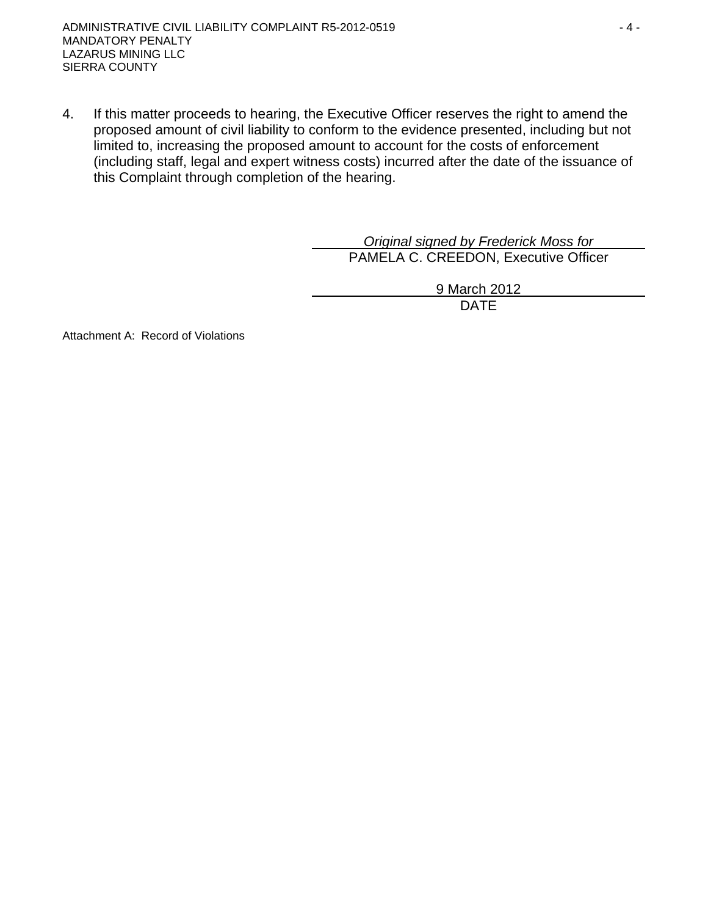4. If this matter proceeds to hearing, the Executive Officer reserves the right to amend the proposed amount of civil liability to conform to the evidence presented, including but not limited to, increasing the proposed amount to account for the costs of enforcement (including staff, legal and expert witness costs) incurred after the date of the issuance of this Complaint through completion of the hearing.

*Original signed by Frederick Moss for*
PAMELA C. CREEDON, Executive Officer

9 March 2012
DATE

Attachment A: Record of Violations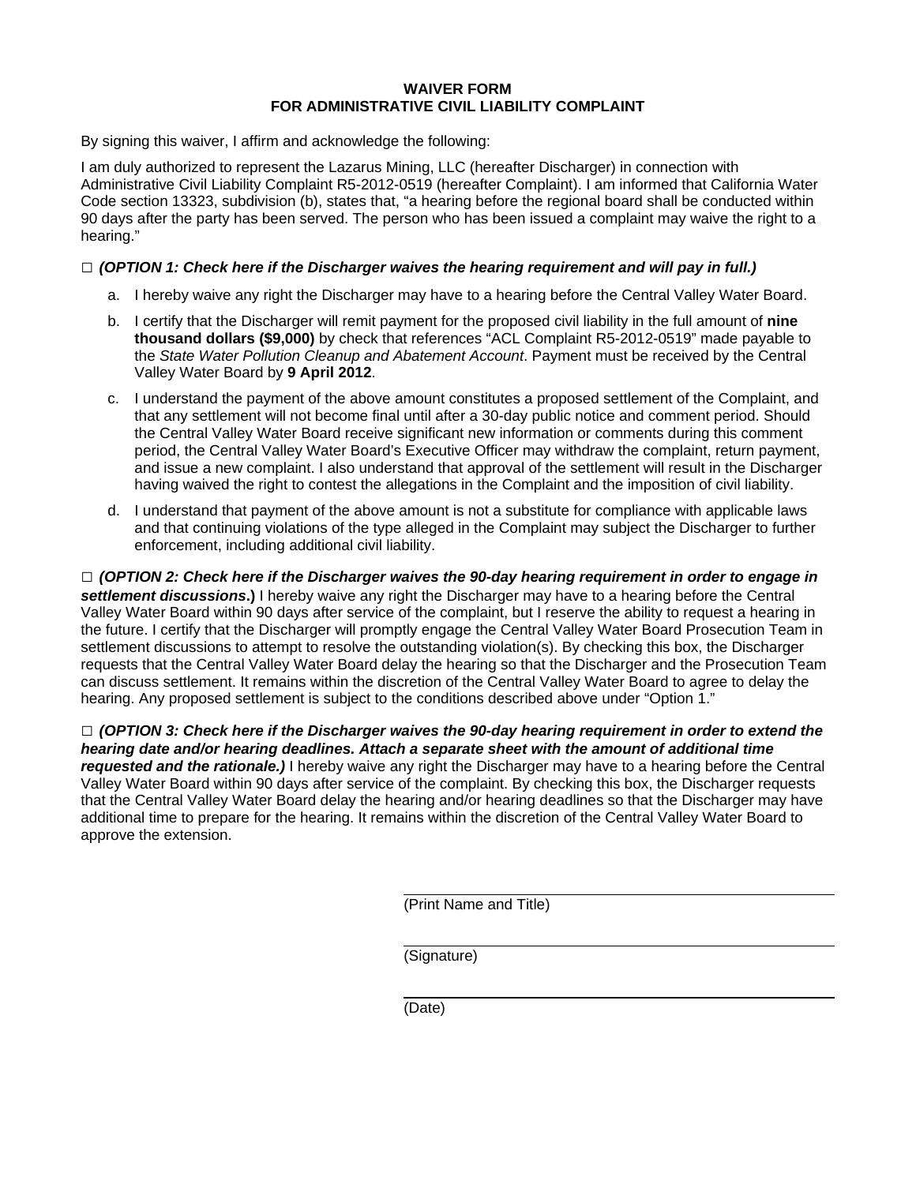**WAIVER FORM**
**FOR ADMINISTRATIVE CIVIL LIABILITY COMPLAINT**

By signing this waiver, I affirm and acknowledge the following:

I am duly authorized to represent the Lazarus Mining, LLC (hereafter Discharger) in connection with Administrative Civil Liability Complaint R5-2012-0519 (hereafter Complaint). I am informed that California Water Code section 13323, subdivision (b), states that, "a hearing before the regional board shall be conducted within 90 days after the party has been served. The person who has been issued a complaint may waive the right to a hearing."

□ ***(OPTION 1: Check here if the Discharger waives the hearing requirement and will pay in full.)***

a. I hereby waive any right the Discharger may have to a hearing before the Central Valley Water Board.

b. I certify that the Discharger will remit payment for the proposed civil liability in the full amount of **nine thousand dollars ($9,000)** by check that references "ACL Complaint R5-2012-0519" made payable to the *State Water Pollution Cleanup and Abatement Account*. Payment must be received by the Central Valley Water Board by **9 April 2012**.

c. I understand the payment of the above amount constitutes a proposed settlement of the Complaint, and that any settlement will not become final until after a 30-day public notice and comment period. Should the Central Valley Water Board receive significant new information or comments during this comment period, the Central Valley Water Board's Executive Officer may withdraw the complaint, return payment, and issue a new complaint. I also understand that approval of the settlement will result in the Discharger having waived the right to contest the allegations in the Complaint and the imposition of civil liability.

d. I understand that payment of the above amount is not a substitute for compliance with applicable laws and that continuing violations of the type alleged in the Complaint may subject the Discharger to further enforcement, including additional civil liability.

□ ***(OPTION 2: Check here if the Discharger waives the 90-day hearing requirement in order to engage in settlement discussions*.)** I hereby waive any right the Discharger may have to a hearing before the Central Valley Water Board within 90 days after service of the complaint, but I reserve the ability to request a hearing in the future. I certify that the Discharger will promptly engage the Central Valley Water Board Prosecution Team in settlement discussions to attempt to resolve the outstanding violation(s). By checking this box, the Discharger requests that the Central Valley Water Board delay the hearing so that the Discharger and the Prosecution Team can discuss settlement. It remains within the discretion of the Central Valley Water Board to agree to delay the hearing. Any proposed settlement is subject to the conditions described above under "Option 1."

□ ***(OPTION 3: Check here if the Discharger waives the 90-day hearing requirement in order to extend the hearing date and/or hearing deadlines. Attach a separate sheet with the amount of additional time requested and the rationale.)*** I hereby waive any right the Discharger may have to a hearing before the Central Valley Water Board within 90 days after service of the complaint. By checking this box, the Discharger requests that the Central Valley Water Board delay the hearing and/or hearing deadlines so that the Discharger may have additional time to prepare for the hearing. It remains within the discretion of the Central Valley Water Board to approve the extension.

\_\_\_\_\_\_\_\_\_\_\_\_\_\_\_\_\_\_\_\_\_\_\_\_\_\_\_\_\_\_\_\_\_\_\_\_\_\_\_\_
(Print Name and Title)

\_\_\_\_\_\_\_\_\_\_\_\_\_\_\_\_\_\_\_\_\_\_\_\_\_\_\_\_\_\_\_\_\_\_\_\_\_\_\_\_
(Signature)

\_\_\_\_\_\_\_\_\_\_\_\_\_\_\_\_\_\_\_\_\_\_\_\_\_\_\_\_\_\_\_\_\_\_\_\_\_\_\_\_
(Date)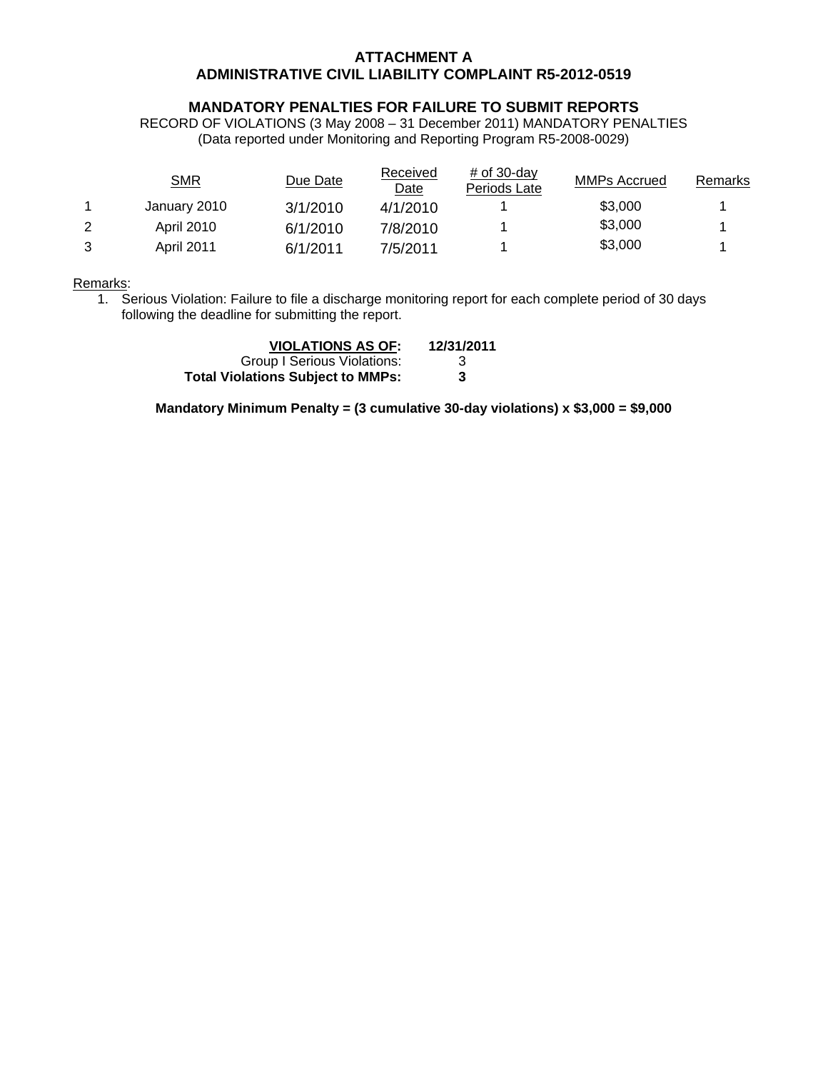**ATTACHMENT A**
**ADMINISTRATIVE CIVIL LIABILITY COMPLAINT R5-2012-0519**

**MANDATORY PENALTIES FOR FAILURE TO SUBMIT REPORTS**

RECORD OF VIOLATIONS (3 May 2008 – 31 December 2011) MANDATORY PENALTIES
(Data reported under Monitoring and Reporting Program R5-2008-0029)

| | SMR | Due Date | Received Date | # of 30-day Periods Late | MMPs Accrued | Remarks |
|---|---|---|---|---|---|---|
| 1 | January 2010 | 3/1/2010 | 4/1/2010 | 1 | $3,000 | 1 |
| 2 | April 2010 | 6/1/2010 | 7/8/2010 | 1 | $3,000 | 1 |
| 3 | April 2011 | 6/1/2011 | 7/5/2011 | 1 | $3,000 | 1 |

Remarks:

1. Serious Violation: Failure to file a discharge monitoring report for each complete period of 30 days following the deadline for submitting the report.

| **VIOLATIONS AS OF:** | **12/31/2011** |
|---|---|
| Group I Serious Violations: | 3 |
| **Total Violations Subject to MMPs:** | **3** |

**Mandatory Minimum Penalty = (3 cumulative 30-day violations) x $3,000 = $9,000**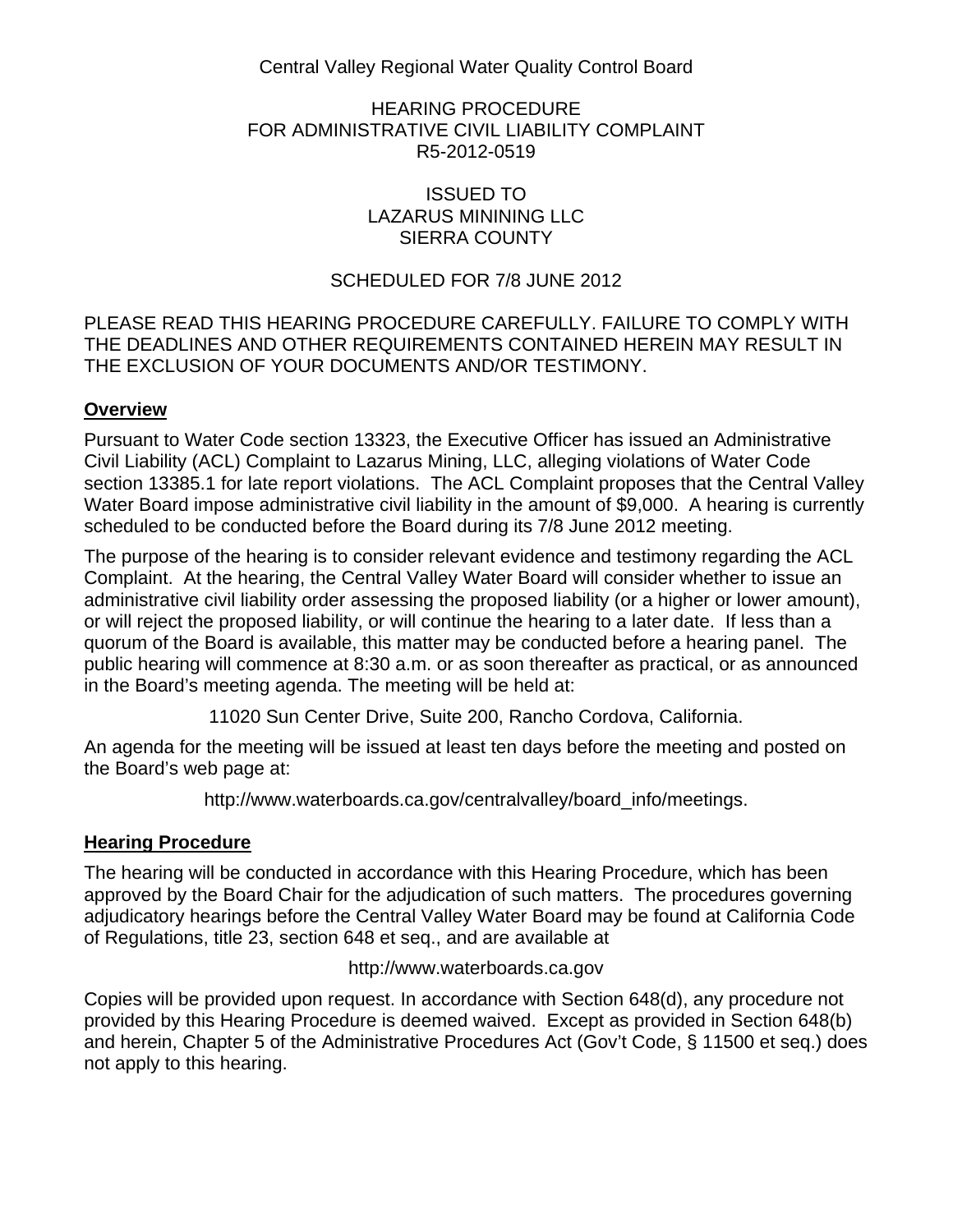Central Valley Regional Water Quality Control Board

HEARING PROCEDURE
FOR ADMINISTRATIVE CIVIL LIABILITY COMPLAINT
R5-2012-0519

ISSUED TO
LAZARUS MININING LLC
SIERRA COUNTY

SCHEDULED FOR 7/8 JUNE 2012

PLEASE READ THIS HEARING PROCEDURE CAREFULLY. FAILURE TO COMPLY WITH THE DEADLINES AND OTHER REQUIREMENTS CONTAINED HEREIN MAY RESULT IN THE EXCLUSION OF YOUR DOCUMENTS AND/OR TESTIMONY.

## Overview

Pursuant to Water Code section 13323, the Executive Officer has issued an Administrative Civil Liability (ACL) Complaint to Lazarus Mining, LLC, alleging violations of Water Code section 13385.1 for late report violations. The ACL Complaint proposes that the Central Valley Water Board impose administrative civil liability in the amount of $9,000. A hearing is currently scheduled to be conducted before the Board during its 7/8 June 2012 meeting.

The purpose of the hearing is to consider relevant evidence and testimony regarding the ACL Complaint. At the hearing, the Central Valley Water Board will consider whether to issue an administrative civil liability order assessing the proposed liability (or a higher or lower amount), or will reject the proposed liability, or will continue the hearing to a later date. If less than a quorum of the Board is available, this matter may be conducted before a hearing panel. The public hearing will commence at 8:30 a.m. or as soon thereafter as practical, or as announced in the Board's meeting agenda. The meeting will be held at:

11020 Sun Center Drive, Suite 200, Rancho Cordova, California.

An agenda for the meeting will be issued at least ten days before the meeting and posted on the Board's web page at:

http://www.waterboards.ca.gov/centralvalley/board_info/meetings.

## Hearing Procedure

The hearing will be conducted in accordance with this Hearing Procedure, which has been approved by the Board Chair for the adjudication of such matters. The procedures governing adjudicatory hearings before the Central Valley Water Board may be found at California Code of Regulations, title 23, section 648 et seq., and are available at

http://www.waterboards.ca.gov

Copies will be provided upon request. In accordance with Section 648(d), any procedure not provided by this Hearing Procedure is deemed waived. Except as provided in Section 648(b) and herein, Chapter 5 of the Administrative Procedures Act (Gov't Code, § 11500 et seq.) does not apply to this hearing.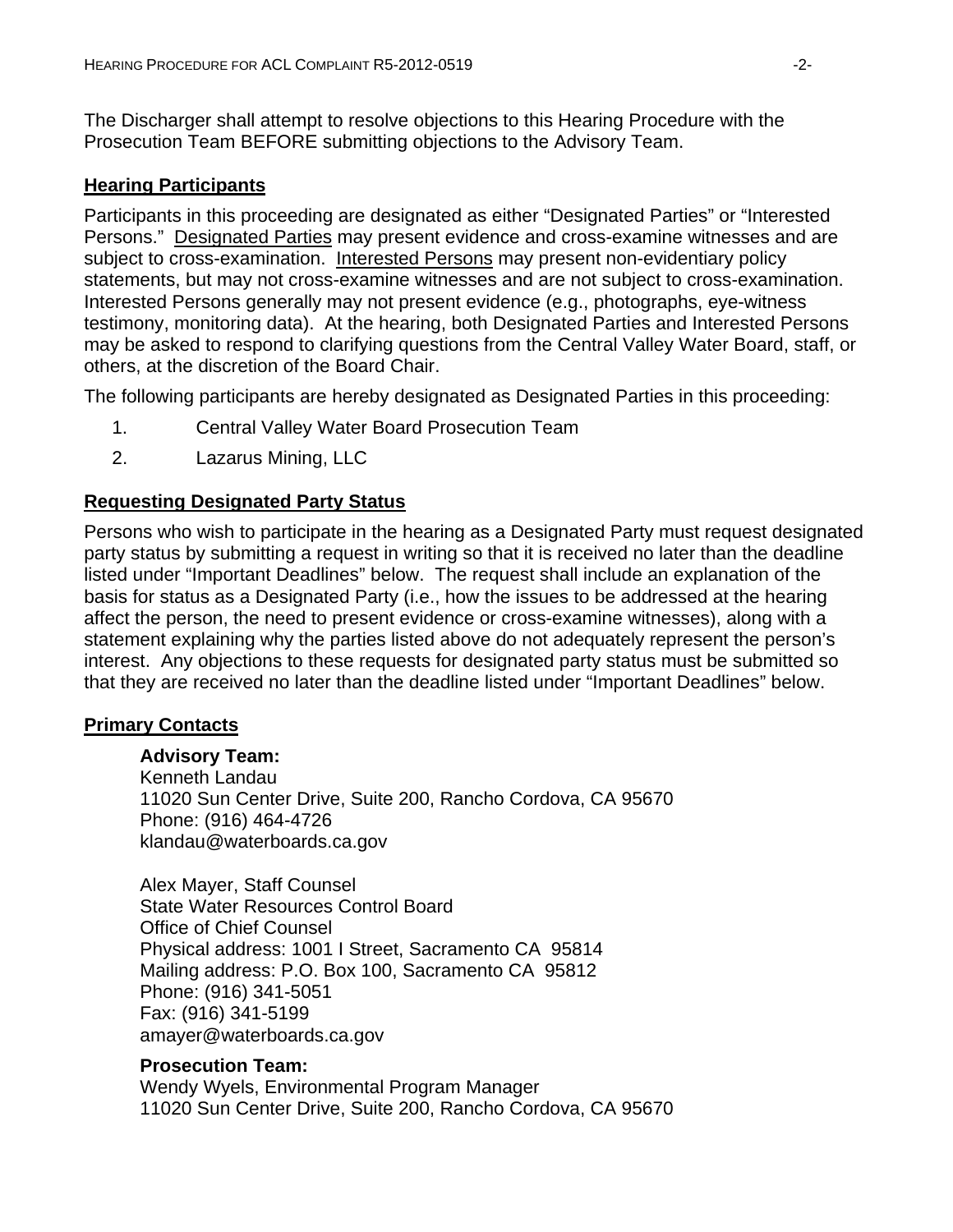The Discharger shall attempt to resolve objections to this Hearing Procedure with the Prosecution Team BEFORE submitting objections to the Advisory Team.

## Hearing Participants

Participants in this proceeding are designated as either "Designated Parties" or "Interested Persons." Designated Parties may present evidence and cross-examine witnesses and are subject to cross-examination. Interested Persons may present non-evidentiary policy statements, but may not cross-examine witnesses and are not subject to cross-examination. Interested Persons generally may not present evidence (e.g., photographs, eye-witness testimony, monitoring data). At the hearing, both Designated Parties and Interested Persons may be asked to respond to clarifying questions from the Central Valley Water Board, staff, or others, at the discretion of the Board Chair.

The following participants are hereby designated as Designated Parties in this proceeding:

1. Central Valley Water Board Prosecution Team
2. Lazarus Mining, LLC

## Requesting Designated Party Status

Persons who wish to participate in the hearing as a Designated Party must request designated party status by submitting a request in writing so that it is received no later than the deadline listed under "Important Deadlines" below. The request shall include an explanation of the basis for status as a Designated Party (i.e., how the issues to be addressed at the hearing affect the person, the need to present evidence or cross-examine witnesses), along with a statement explaining why the parties listed above do not adequately represent the person's interest. Any objections to these requests for designated party status must be submitted so that they are received no later than the deadline listed under "Important Deadlines" below.

## Primary Contacts

**Advisory Team:**
Kenneth Landau
11020 Sun Center Drive, Suite 200, Rancho Cordova, CA 95670
Phone: (916) 464-4726
klandau@waterboards.ca.gov

Alex Mayer, Staff Counsel
State Water Resources Control Board
Office of Chief Counsel
Physical address: 1001 I Street, Sacramento CA 95814
Mailing address: P.O. Box 100, Sacramento CA 95812
Phone: (916) 341-5051
Fax: (916) 341-5199
amayer@waterboards.ca.gov

**Prosecution Team:**
Wendy Wyels, Environmental Program Manager
11020 Sun Center Drive, Suite 200, Rancho Cordova, CA 95670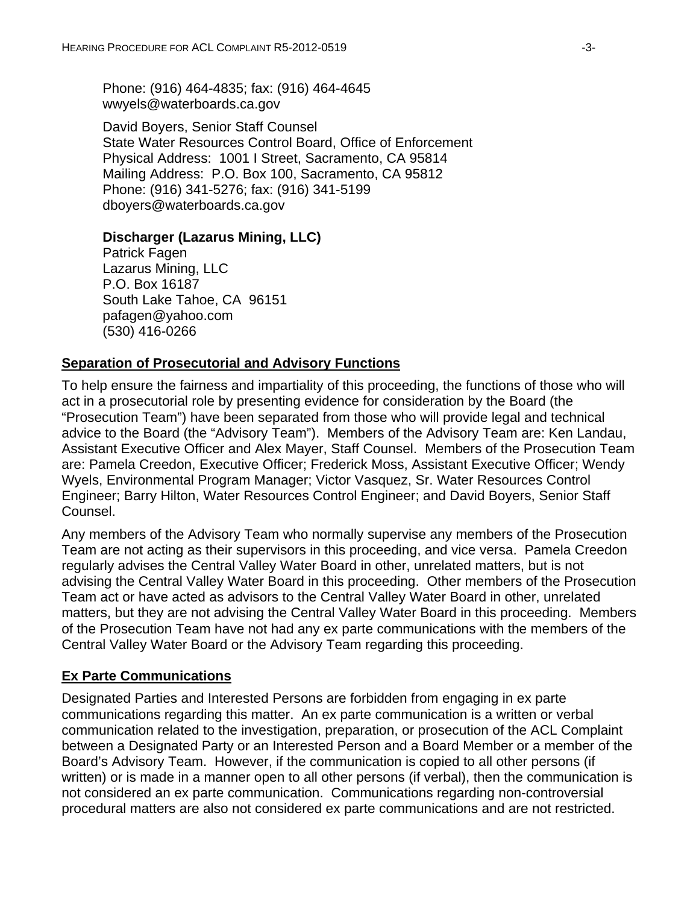Phone: (916) 464-4835; fax: (916) 464-4645
wwyels@waterboards.ca.gov

David Boyers, Senior Staff Counsel
State Water Resources Control Board, Office of Enforcement
Physical Address: 1001 I Street, Sacramento, CA 95814
Mailing Address: P.O. Box 100, Sacramento, CA 95812
Phone: (916) 341-5276; fax: (916) 341-5199
dboyers@waterboards.ca.gov

**Discharger (Lazarus Mining, LLC)**
Patrick Fagen
Lazarus Mining, LLC
P.O. Box 16187
South Lake Tahoe, CA 96151
pafagen@yahoo.com
(530) 416-0266

**Separation of Prosecutorial and Advisory Functions**

To help ensure the fairness and impartiality of this proceeding, the functions of those who will act in a prosecutorial role by presenting evidence for consideration by the Board (the "Prosecution Team") have been separated from those who will provide legal and technical advice to the Board (the "Advisory Team"). Members of the Advisory Team are: Ken Landau, Assistant Executive Officer and Alex Mayer, Staff Counsel. Members of the Prosecution Team are: Pamela Creedon, Executive Officer; Frederick Moss, Assistant Executive Officer; Wendy Wyels, Environmental Program Manager; Victor Vasquez, Sr. Water Resources Control Engineer; Barry Hilton, Water Resources Control Engineer; and David Boyers, Senior Staff Counsel.

Any members of the Advisory Team who normally supervise any members of the Prosecution Team are not acting as their supervisors in this proceeding, and vice versa. Pamela Creedon regularly advises the Central Valley Water Board in other, unrelated matters, but is not advising the Central Valley Water Board in this proceeding. Other members of the Prosecution Team act or have acted as advisors to the Central Valley Water Board in other, unrelated matters, but they are not advising the Central Valley Water Board in this proceeding. Members of the Prosecution Team have not had any ex parte communications with the members of the Central Valley Water Board or the Advisory Team regarding this proceeding.

**Ex Parte Communications**

Designated Parties and Interested Persons are forbidden from engaging in ex parte communications regarding this matter. An ex parte communication is a written or verbal communication related to the investigation, preparation, or prosecution of the ACL Complaint between a Designated Party or an Interested Person and a Board Member or a member of the Board's Advisory Team. However, if the communication is copied to all other persons (if written) or is made in a manner open to all other persons (if verbal), then the communication is not considered an ex parte communication. Communications regarding non-controversial procedural matters are also not considered ex parte communications and are not restricted.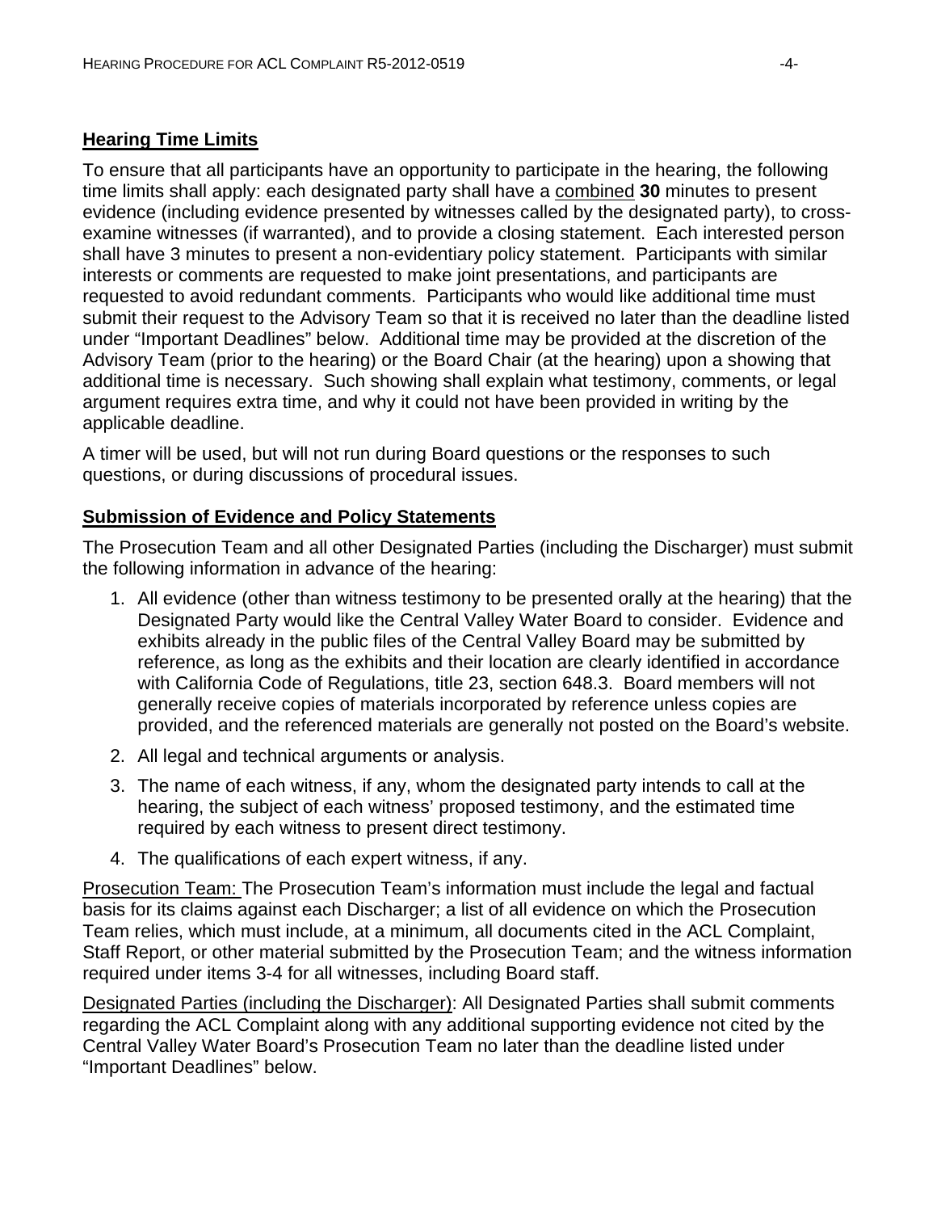## Hearing Time Limits

To ensure that all participants have an opportunity to participate in the hearing, the following time limits shall apply: each designated party shall have a combined **30** minutes to present evidence (including evidence presented by witnesses called by the designated party), to cross-examine witnesses (if warranted), and to provide a closing statement. Each interested person shall have 3 minutes to present a non-evidentiary policy statement. Participants with similar interests or comments are requested to make joint presentations, and participants are requested to avoid redundant comments. Participants who would like additional time must submit their request to the Advisory Team so that it is received no later than the deadline listed under "Important Deadlines" below. Additional time may be provided at the discretion of the Advisory Team (prior to the hearing) or the Board Chair (at the hearing) upon a showing that additional time is necessary. Such showing shall explain what testimony, comments, or legal argument requires extra time, and why it could not have been provided in writing by the applicable deadline.

A timer will be used, but will not run during Board questions or the responses to such questions, or during discussions of procedural issues.

## Submission of Evidence and Policy Statements

The Prosecution Team and all other Designated Parties (including the Discharger) must submit the following information in advance of the hearing:

1. All evidence (other than witness testimony to be presented orally at the hearing) that the Designated Party would like the Central Valley Water Board to consider. Evidence and exhibits already in the public files of the Central Valley Board may be submitted by reference, as long as the exhibits and their location are clearly identified in accordance with California Code of Regulations, title 23, section 648.3. Board members will not generally receive copies of materials incorporated by reference unless copies are provided, and the referenced materials are generally not posted on the Board's website.
2. All legal and technical arguments or analysis.
3. The name of each witness, if any, whom the designated party intends to call at the hearing, the subject of each witness' proposed testimony, and the estimated time required by each witness to present direct testimony.
4. The qualifications of each expert witness, if any.

Prosecution Team: The Prosecution Team's information must include the legal and factual basis for its claims against each Discharger; a list of all evidence on which the Prosecution Team relies, which must include, at a minimum, all documents cited in the ACL Complaint, Staff Report, or other material submitted by the Prosecution Team; and the witness information required under items 3-4 for all witnesses, including Board staff.

Designated Parties (including the Discharger): All Designated Parties shall submit comments regarding the ACL Complaint along with any additional supporting evidence not cited by the Central Valley Water Board's Prosecution Team no later than the deadline listed under "Important Deadlines" below.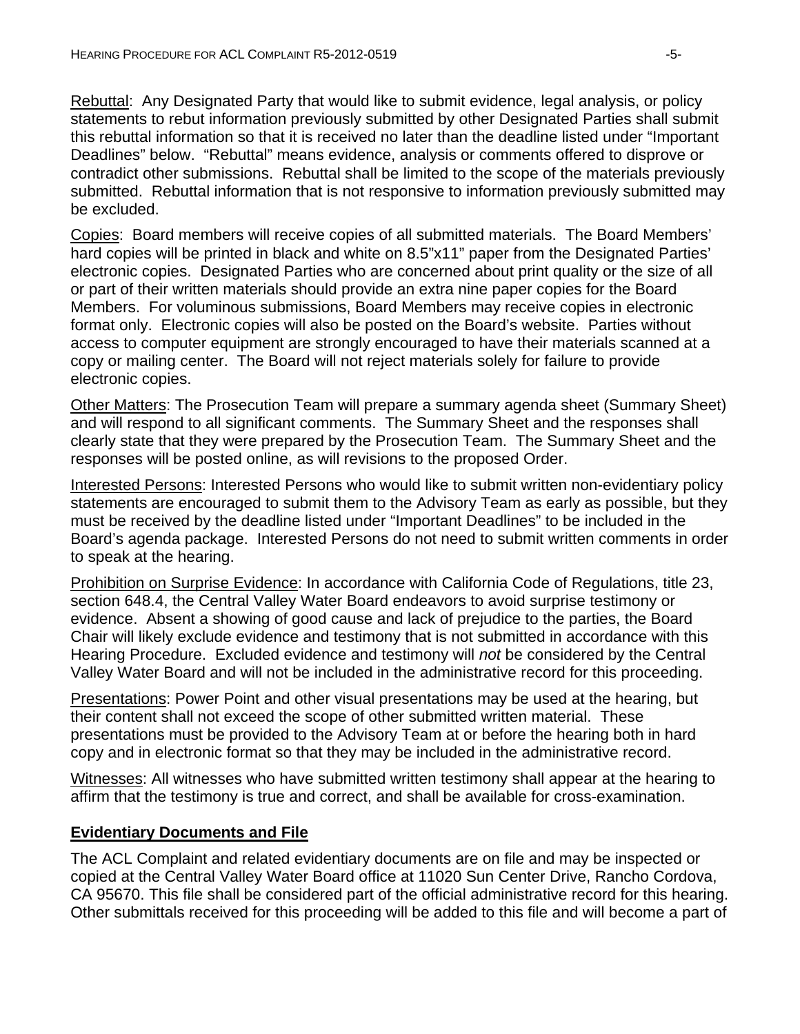Rebuttal: Any Designated Party that would like to submit evidence, legal analysis, or policy statements to rebut information previously submitted by other Designated Parties shall submit this rebuttal information so that it is received no later than the deadline listed under "Important Deadlines" below. "Rebuttal" means evidence, analysis or comments offered to disprove or contradict other submissions. Rebuttal shall be limited to the scope of the materials previously submitted. Rebuttal information that is not responsive to information previously submitted may be excluded.

Copies: Board members will receive copies of all submitted materials. The Board Members' hard copies will be printed in black and white on 8.5"x11" paper from the Designated Parties' electronic copies. Designated Parties who are concerned about print quality or the size of all or part of their written materials should provide an extra nine paper copies for the Board Members. For voluminous submissions, Board Members may receive copies in electronic format only. Electronic copies will also be posted on the Board's website. Parties without access to computer equipment are strongly encouraged to have their materials scanned at a copy or mailing center. The Board will not reject materials solely for failure to provide electronic copies.

Other Matters: The Prosecution Team will prepare a summary agenda sheet (Summary Sheet) and will respond to all significant comments. The Summary Sheet and the responses shall clearly state that they were prepared by the Prosecution Team. The Summary Sheet and the responses will be posted online, as will revisions to the proposed Order.

Interested Persons: Interested Persons who would like to submit written non-evidentiary policy statements are encouraged to submit them to the Advisory Team as early as possible, but they must be received by the deadline listed under "Important Deadlines" to be included in the Board's agenda package. Interested Persons do not need to submit written comments in order to speak at the hearing.

Prohibition on Surprise Evidence: In accordance with California Code of Regulations, title 23, section 648.4, the Central Valley Water Board endeavors to avoid surprise testimony or evidence. Absent a showing of good cause and lack of prejudice to the parties, the Board Chair will likely exclude evidence and testimony that is not submitted in accordance with this Hearing Procedure. Excluded evidence and testimony will *not* be considered by the Central Valley Water Board and will not be included in the administrative record for this proceeding.

Presentations: Power Point and other visual presentations may be used at the hearing, but their content shall not exceed the scope of other submitted written material. These presentations must be provided to the Advisory Team at or before the hearing both in hard copy and in electronic format so that they may be included in the administrative record.

Witnesses: All witnesses who have submitted written testimony shall appear at the hearing to affirm that the testimony is true and correct, and shall be available for cross-examination.

## Evidentiary Documents and File

The ACL Complaint and related evidentiary documents are on file and may be inspected or copied at the Central Valley Water Board office at 11020 Sun Center Drive, Rancho Cordova, CA 95670. This file shall be considered part of the official administrative record for this hearing. Other submittals received for this proceeding will be added to this file and will become a part of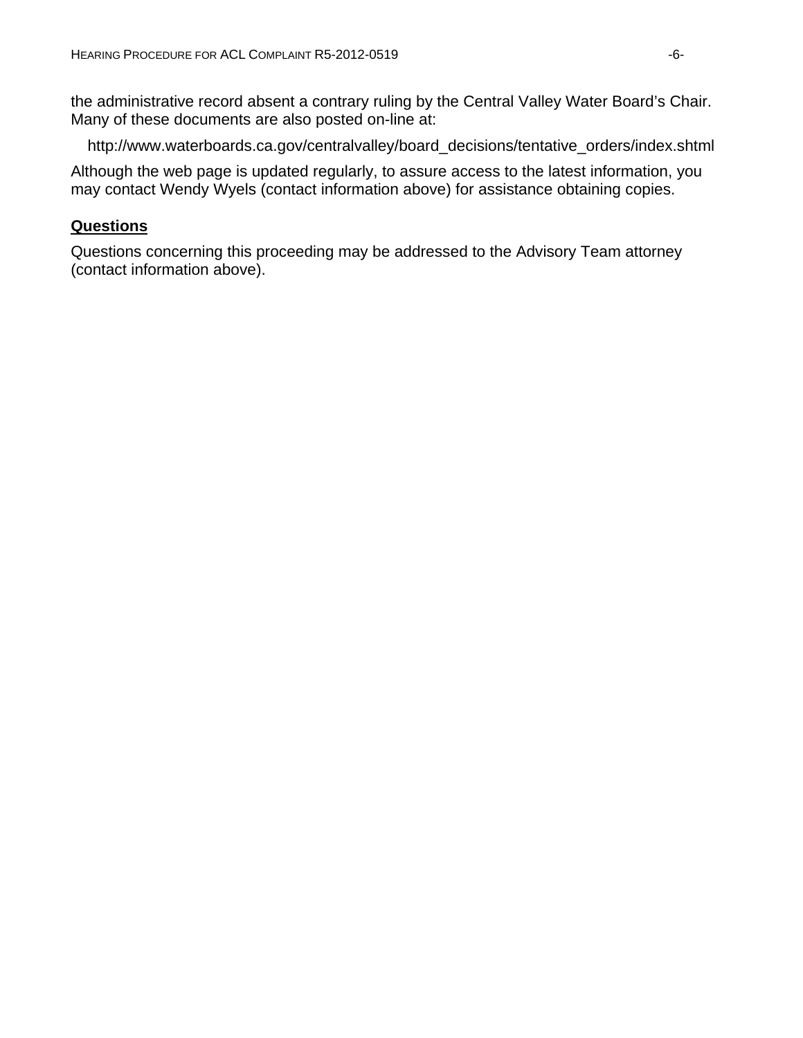the administrative record absent a contrary ruling by the Central Valley Water Board's Chair. Many of these documents are also posted on-line at:

http://www.waterboards.ca.gov/centralvalley/board_decisions/tentative_orders/index.shtml

Although the web page is updated regularly, to assure access to the latest information, you may contact Wendy Wyels (contact information above) for assistance obtaining copies.

## Questions

Questions concerning this proceeding may be addressed to the Advisory Team attorney (contact information above).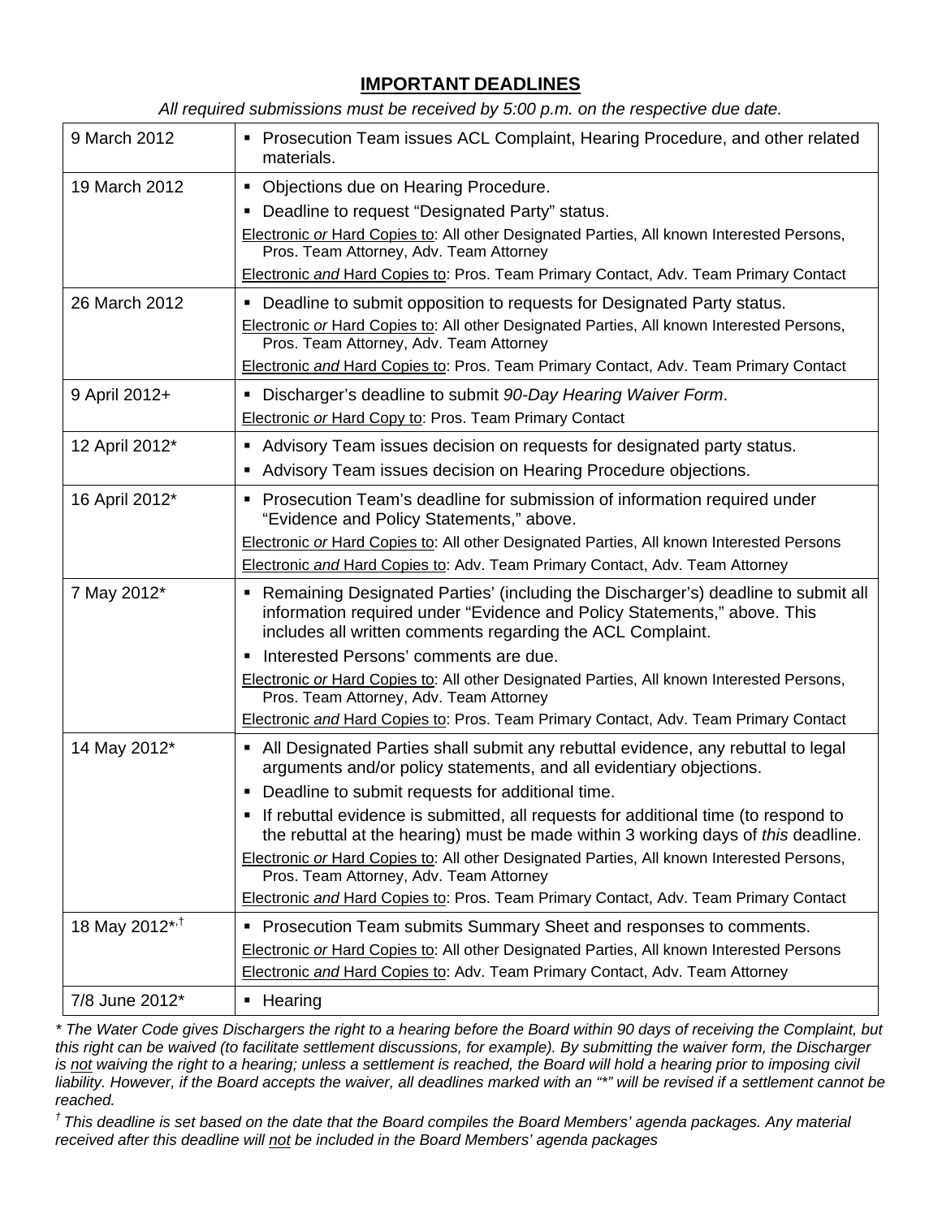## IMPORTANT DEADLINES

*All required submissions must be received by 5:00 p.m. on the respective due date.*

| | |
|---|---|
| 9 March 2012 | ▪ Prosecution Team issues ACL Complaint, Hearing Procedure, and other related materials. |
| 19 March 2012 | ▪ Objections due on Hearing Procedure.<br>▪ Deadline to request "Designated Party" status.<br><u>Electronic *or* Hard Copies to</u>: All other Designated Parties, All known Interested Persons, Pros. Team Attorney, Adv. Team Attorney<br><u>Electronic *and* Hard Copies to</u>: Pros. Team Primary Contact, Adv. Team Primary Contact |
| 26 March 2012 | ▪ Deadline to submit opposition to requests for Designated Party status.<br><u>Electronic *or* Hard Copies to</u>: All other Designated Parties, All known Interested Persons, Pros. Team Attorney, Adv. Team Attorney<br><u>Electronic *and* Hard Copies to</u>: Pros. Team Primary Contact, Adv. Team Primary Contact |
| 9 April 2012+ | ▪ Discharger's deadline to submit *90-Day Hearing Waiver Form*.<br><u>Electronic *or* Hard Copy to</u>: Pros. Team Primary Contact |
| 12 April 2012* | ▪ Advisory Team issues decision on requests for designated party status.<br>▪ Advisory Team issues decision on Hearing Procedure objections. |
| 16 April 2012* | ▪ Prosecution Team's deadline for submission of information required under "Evidence and Policy Statements," above.<br><u>Electronic *or* Hard Copies to</u>: All other Designated Parties, All known Interested Persons<br><u>Electronic *and* Hard Copies to</u>: Adv. Team Primary Contact, Adv. Team Attorney |
| 7 May 2012* | ▪ Remaining Designated Parties' (including the Discharger's) deadline to submit all information required under "Evidence and Policy Statements," above. This includes all written comments regarding the ACL Complaint.<br>▪ Interested Persons' comments are due.<br><u>Electronic *or* Hard Copies to</u>: All other Designated Parties, All known Interested Persons, Pros. Team Attorney, Adv. Team Attorney<br><u>Electronic *and* Hard Copies to</u>: Pros. Team Primary Contact, Adv. Team Primary Contact |
| 14 May 2012* | ▪ All Designated Parties shall submit any rebuttal evidence, any rebuttal to legal arguments and/or policy statements, and all evidentiary objections.<br>▪ Deadline to submit requests for additional time.<br>▪ If rebuttal evidence is submitted, all requests for additional time (to respond to the rebuttal at the hearing) must be made within 3 working days of *this* deadline.<br><u>Electronic *or* Hard Copies to</u>: All other Designated Parties, All known Interested Persons, Pros. Team Attorney, Adv. Team Attorney<br><u>Electronic *and* Hard Copies to</u>: Pros. Team Primary Contact, Adv. Team Primary Contact |
| 18 May 2012*,† | ▪ Prosecution Team submits Summary Sheet and responses to comments.<br><u>Electronic *or* Hard Copies to</u>: All other Designated Parties, All known Interested Persons<br><u>Electronic *and* Hard Copies to</u>: Adv. Team Primary Contact, Adv. Team Attorney |
| 7/8 June 2012* | ▪ Hearing |

*\* The Water Code gives Dischargers the right to a hearing before the Board within 90 days of receiving the Complaint, but this right can be waived (to facilitate settlement discussions, for example). By submitting the waiver form, the Discharger is <u>not</u> waiving the right to a hearing; unless a settlement is reached, the Board will hold a hearing prior to imposing civil liability. However, if the Board accepts the waiver, all deadlines marked with an "\*" will be revised if a settlement cannot be reached.*

*† This deadline is set based on the date that the Board compiles the Board Members' agenda packages. Any material received after this deadline will <u>not</u> be included in the Board Members' agenda packages*